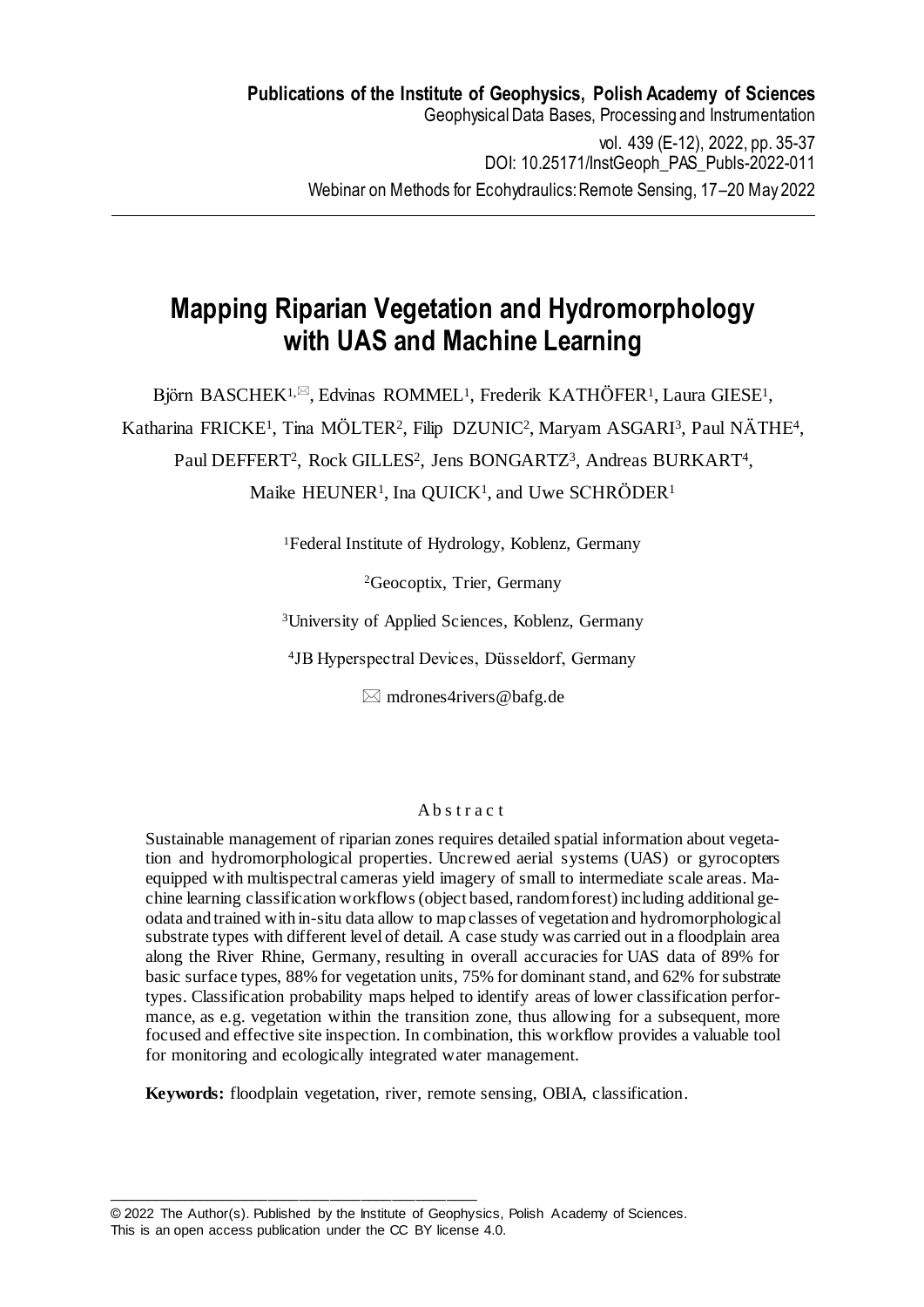**Publications of the Institute of Geophysics, Polish Academy of Sciences**
Geophysical Data Bases, Processing and Instrumentation
vol. 439 (E-12), 2022, pp. 35-37
DOI: 10.25171/InstGeoph_PAS_Publs-2022-011
Webinar on Methods for Ecohydraulics: Remote Sensing, 17–20 May 2022

# Mapping Riparian Vegetation and Hydromorphology with UAS and Machine Learning

Björn BASCHEK[1,✉], Edvinas ROMMEL[1], Frederik KATHÖFER[1], Laura GIESE[1], Katharina FRICKE[1], Tina MÖLTER[2], Filip DZUNIC[2], Maryam ASGARI[3], Paul NÄTHE[4], Paul DEFFERT[2], Rock GILLES[2], Jens BONGARTZ[3], Andreas BURKART[4], Maike HEUNER[1], Ina QUICK[1], and Uwe SCHRÖDER[1]

[1]Federal Institute of Hydrology, Koblenz, Germany

[2]Geocoptix, Trier, Germany

[3]University of Applied Sciences, Koblenz, Germany

[4]JB Hyperspectral Devices, Düsseldorf, Germany

✉ mdrones4rivers@bafg.de

## Abstract

Sustainable management of riparian zones requires detailed spatial information about vegetation and hydromorphological properties. Uncrewed aerial systems (UAS) or gyrocopters equipped with multispectral cameras yield imagery of small to intermediate scale areas. Machine learning classification workflows (object based, random forest) including additional geodata and trained with in-situ data allow to map classes of vegetation and hydromorphological substrate types with different level of detail. A case study was carried out in a floodplain area along the River Rhine, Germany, resulting in overall accuracies for UAS data of 89% for basic surface types, 88% for vegetation units, 75% for dominant stand, and 62% for substrate types. Classification probability maps helped to identify areas of lower classification performance, as e.g. vegetation within the transition zone, thus allowing for a subsequent, more focused and effective site inspection. In combination, this workflow provides a valuable tool for monitoring and ecologically integrated water management.

**Keywords:** floodplain vegetation, river, remote sensing, OBIA, classification.

---

© 2022 The Author(s). Published by the Institute of Geophysics, Polish Academy of Sciences. This is an open access publication under the CC BY license 4.0.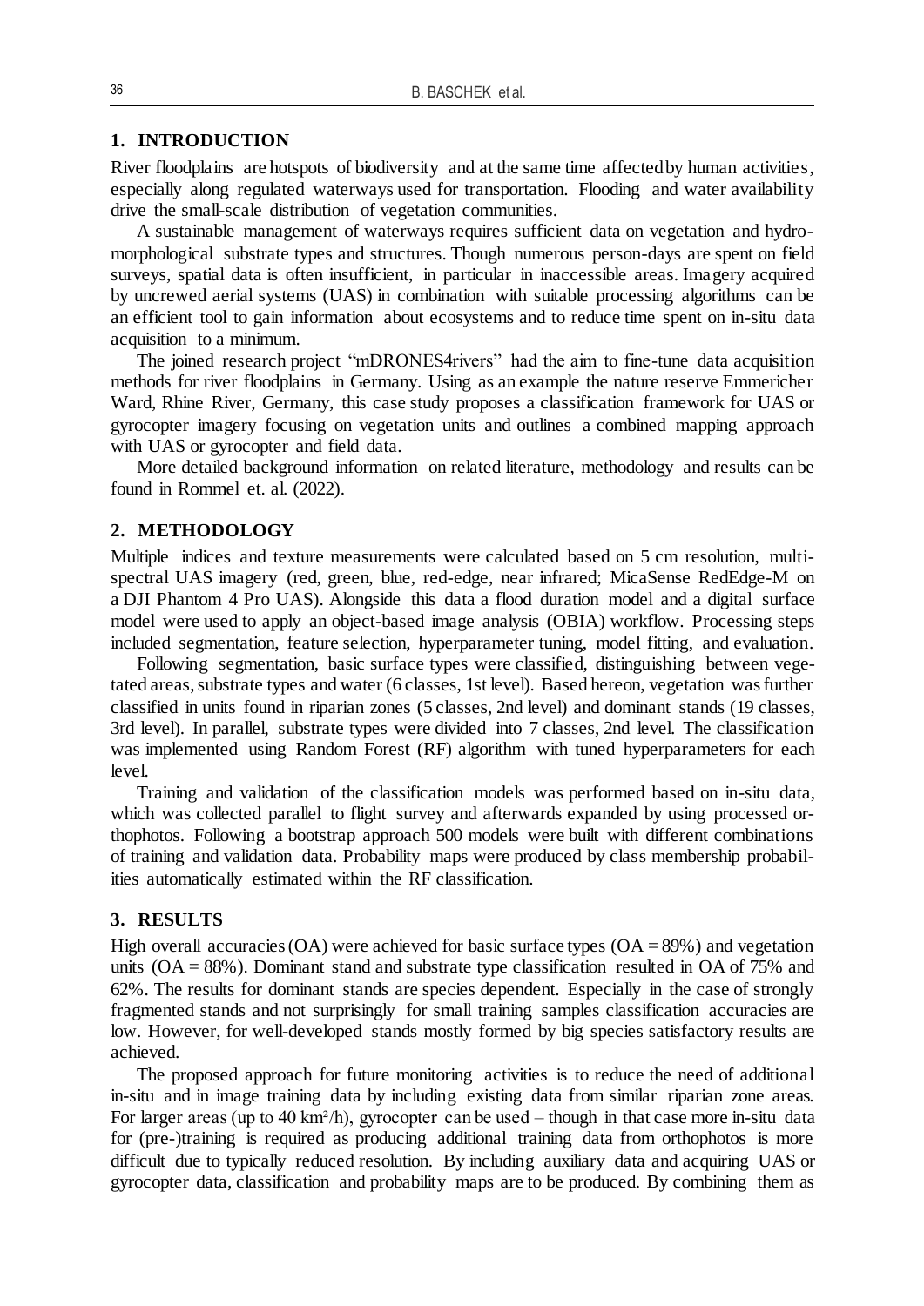## 1. INTRODUCTION

River floodplains are hotspots of biodiversity and at the same time affected by human activities, especially along regulated waterways used for transportation. Flooding and water availability drive the small-scale distribution of vegetation communities.

A sustainable management of waterways requires sufficient data on vegetation and hydromorphological substrate types and structures. Though numerous person-days are spent on field surveys, spatial data is often insufficient, in particular in inaccessible areas. Imagery acquired by uncrewed aerial systems (UAS) in combination with suitable processing algorithms can be an efficient tool to gain information about ecosystems and to reduce time spent on in-situ data acquisition to a minimum.

The joined research project "mDRONES4rivers" had the aim to fine-tune data acquisition methods for river floodplains in Germany. Using as an example the nature reserve Emmericher Ward, Rhine River, Germany, this case study proposes a classification framework for UAS or gyrocopter imagery focusing on vegetation units and outlines a combined mapping approach with UAS or gyrocopter and field data.

More detailed background information on related literature, methodology and results can be found in Rommel et. al. (2022).

## 2. METHODOLOGY

Multiple indices and texture measurements were calculated based on 5 cm resolution, multispectral UAS imagery (red, green, blue, red-edge, near infrared; MicaSense RedEdge-M on a DJI Phantom 4 Pro UAS). Alongside this data a flood duration model and a digital surface model were used to apply an object-based image analysis (OBIA) workflow. Processing steps included segmentation, feature selection, hyperparameter tuning, model fitting, and evaluation.

Following segmentation, basic surface types were classified, distinguishing between vegetated areas, substrate types and water (6 classes, 1st level). Based hereon, vegetation was further classified in units found in riparian zones (5 classes, 2nd level) and dominant stands (19 classes, 3rd level). In parallel, substrate types were divided into 7 classes, 2nd level. The classification was implemented using Random Forest (RF) algorithm with tuned hyperparameters for each level.

Training and validation of the classification models was performed based on in-situ data, which was collected parallel to flight survey and afterwards expanded by using processed orthophotos. Following a bootstrap approach 500 models were built with different combinations of training and validation data. Probability maps were produced by class membership probabilities automatically estimated within the RF classification.

## 3. RESULTS

High overall accuracies (OA) were achieved for basic surface types (OA = 89%) and vegetation units (OA = 88%). Dominant stand and substrate type classification resulted in OA of 75% and 62%. The results for dominant stands are species dependent. Especially in the case of strongly fragmented stands and not surprisingly for small training samples classification accuracies are low. However, for well-developed stands mostly formed by big species satisfactory results are achieved.

The proposed approach for future monitoring activities is to reduce the need of additional in-situ and in image training data by including existing data from similar riparian zone areas. For larger areas (up to 40 km²/h), gyrocopter can be used – though in that case more in-situ data for (pre-)training is required as producing additional training data from orthophotos is more difficult due to typically reduced resolution. By including auxiliary data and acquiring UAS or gyrocopter data, classification and probability maps are to be produced. By combining them as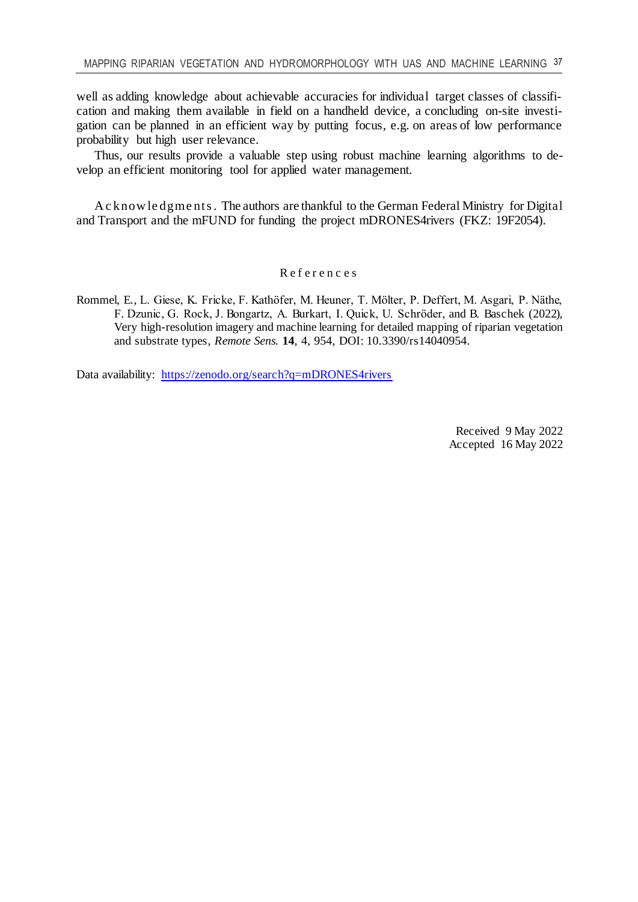well as adding knowledge about achievable accuracies for individual target classes of classification and making them available in field on a handheld device, a concluding on-site investigation can be planned in an efficient way by putting focus, e.g. on areas of low performance probability but high user relevance.

Thus, our results provide a valuable step using robust machine learning algorithms to develop an efficient monitoring tool for applied water management.

Acknowledgments. The authors are thankful to the German Federal Ministry for Digital and Transport and the mFUND for funding the project mDRONES4rivers (FKZ: 19F2054).

## References

Rommel, E., L. Giese, K. Fricke, F. Kathöfer, M. Heuner, T. Mölter, P. Deffert, M. Asgari, P. Näthe, F. Dzunic, G. Rock, J. Bongartz, A. Burkart, I. Quick, U. Schröder, and B. Baschek (2022), Very high-resolution imagery and machine learning for detailed mapping of riparian vegetation and substrate types, *Remote Sens.* **14**, 4, 954, DOI: 10.3390/rs14040954.

Data availability: https://zenodo.org/search?q=mDRONES4rivers

Received 9 May 2022
Accepted 16 May 2022